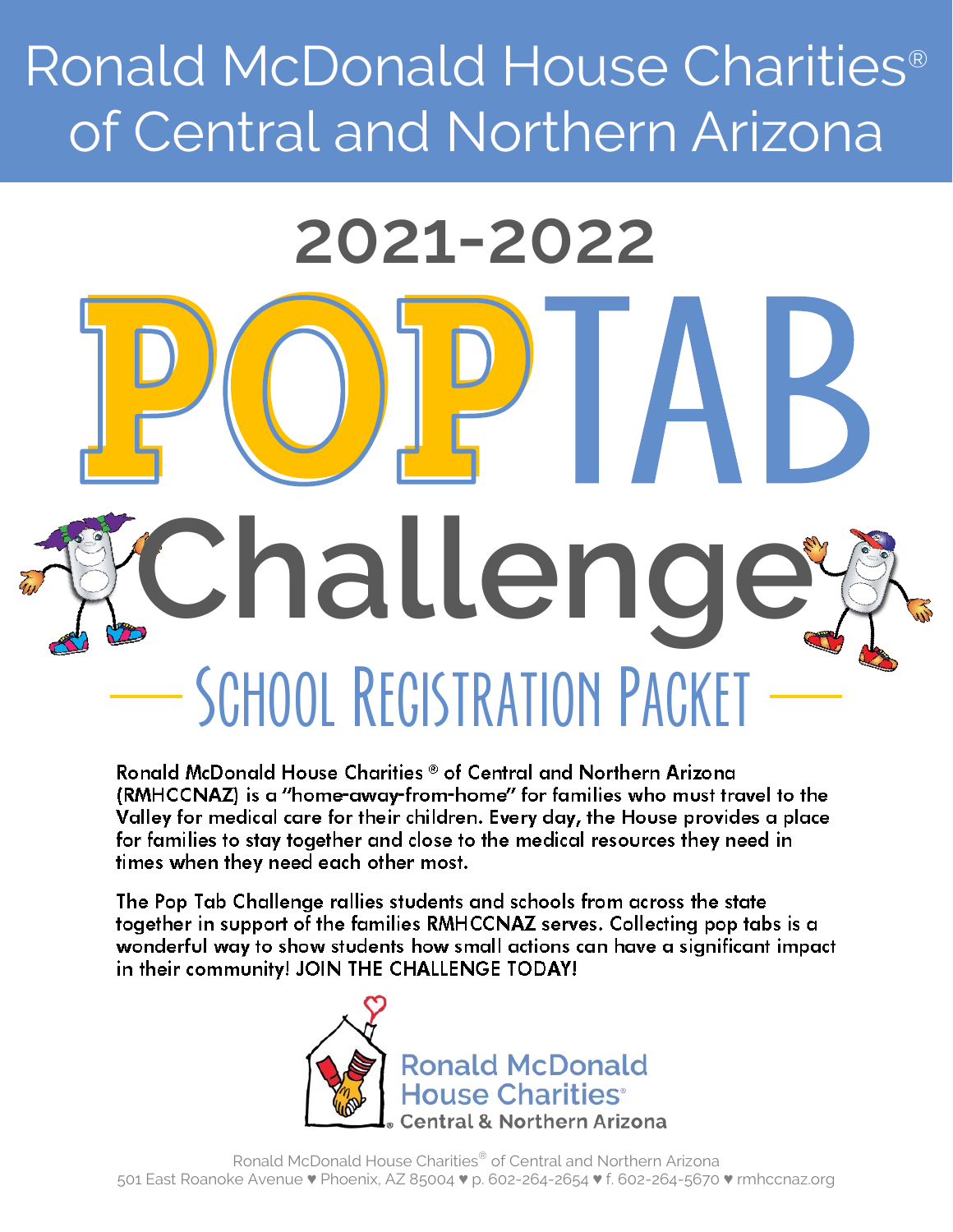# Ronald McDonald House Charities® of Central and Northern Arizona

## 2021-2022

# POP TAB Challenge

## School Registration Packet

Ronald McDonald House Charities ® of Central and Northern Arizona (RMHCCNAZ) is a "home-away-from-home" for families who must travel to the Valley for medical care for their children. Every day, the House provides a place for families to stay together and close to the medical resources they need in times when they need each other most.

The Pop Tab Challenge rallies students and schools from across the state together in support of the families RMHCCNAZ serves. Collecting pop tabs is a wonderful way to show students how small actions can have a significant impact in their community! JOIN THE CHALLENGE TODAY!

Ronald McDonald House Charities® Central & Northern Arizona

Ronald McDonald House Charities® of Central and Northern Arizona
501 East Roanoke Avenue ♥ Phoenix, AZ 85004 ♥ p. 602-264-2654 ♥ f. 602-264-5670 ♥ rmhccnaz.org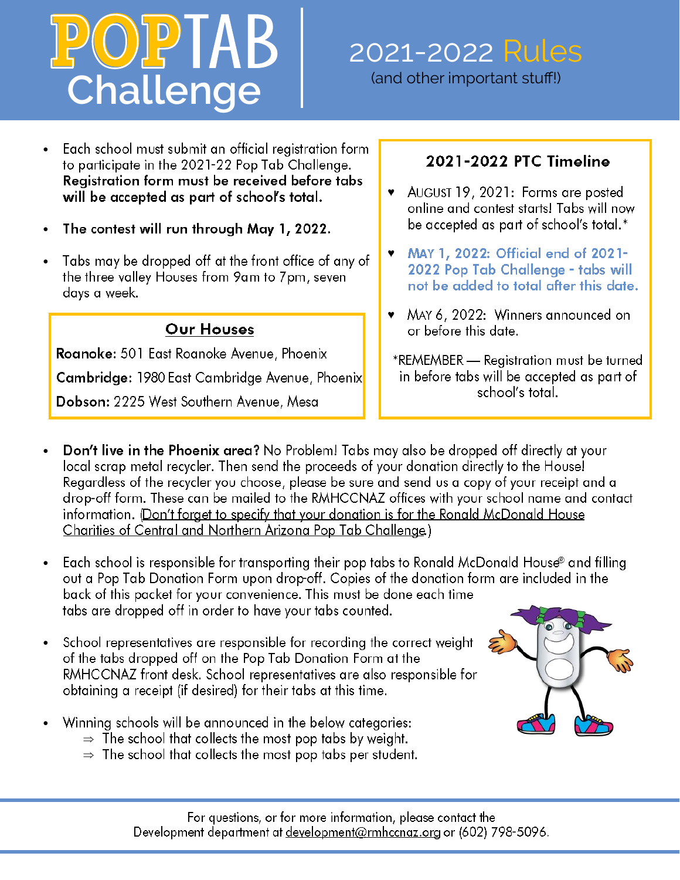# POPTAB Challenge

## 2021-2022 Rules

(and other important stuff!)

- Each school must submit an official registration form to participate in the 2021-22 Pop Tab Challenge. **Registration form must be received before tabs will be accepted as part of school's total.**
- **The contest will run through May 1, 2022.**
- Tabs may be dropped off at the front office of any of the three valley Houses from 9am to 7pm, seven days a week.

### Our Houses

**Roanoke:** 501 East Roanoke Avenue, Phoenix

**Cambridge:** 1980 East Cambridge Avenue, Phoenix

**Dobson:** 2225 West Southern Avenue, Mesa

### 2021-2022 PTC Timeline

- August 19, 2021: Forms are posted online and contest starts! Tabs will now be accepted as part of school's total.*
- **May 1, 2022: Official end of 2021-2022 Pop Tab Challenge - tabs will not be added to total after this date.**
- May 6, 2022: Winners announced on or before this date.

*REMEMBER — Registration must be turned in before tabs will be accepted as part of school's total.

- **Don't live in the Phoenix area?** No Problem! Tabs may also be dropped off directly at your local scrap metal recycler. Then send the proceeds of your donation directly to the House! Regardless of the recycler you choose, please be sure and send us a copy of your receipt and a drop-off form. These can be mailed to the RMHCCNAZ offices with your school name and contact information. (Don't forget to specify that your donation is for the Ronald McDonald House Charities of Central and Northern Arizona Pop Tab Challenge.)
- Each school is responsible for transporting their pop tabs to Ronald McDonald House® and filling out a Pop Tab Donation Form upon drop-off. Copies of the donation form are included in the back of this packet for your convenience. This must be done each time tabs are dropped off in order to have your tabs counted.
- School representatives are responsible for recording the correct weight of the tabs dropped off on the Pop Tab Donation Form at the RMHCCNAZ front desk. School representatives are also responsible for obtaining a receipt (if desired) for their tabs at this time.
- Winning schools will be announced in the below categories:
  - ⇒ The school that collects the most pop tabs by weight.
  - ⇒ The school that collects the most pop tabs per student.

For questions, or for more information, please contact the Development department at development@rmhccnaz.org or (602) 798-5096.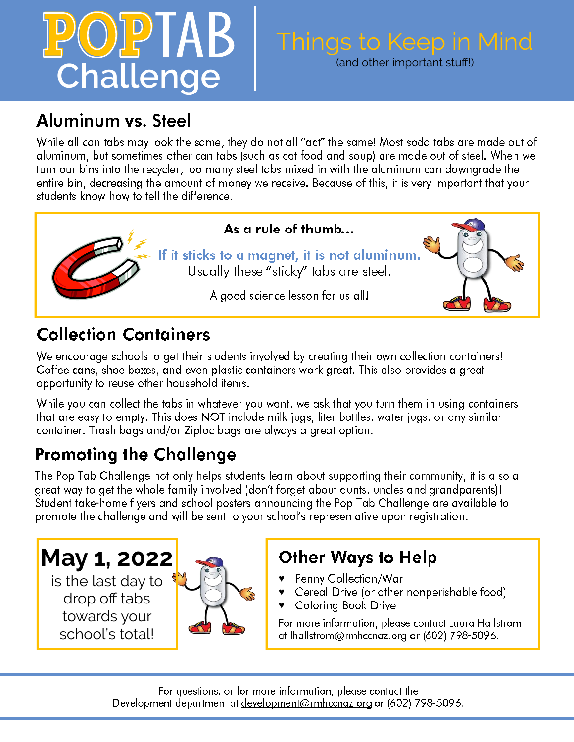# POPTAB Challenge

## Things to Keep in Mind

(and other important stuff!)

## Aluminum vs. Steel

While all can tabs may look the same, they do not all "act" the same! Most soda tabs are made out of aluminum, but sometimes other can tabs (such as cat food and soup) are made out of steel. When we turn our bins into the recycler, too many steel tabs mixed in with the aluminum can downgrade the entire bin, decreasing the amount of money we receive. Because of this, it is very important that your students know how to tell the difference.

**As a rule of thumb...**

**If it sticks to a magnet, it is not aluminum.**
Usually these "sticky" tabs are steel.

A good science lesson for us all!

## Collection Containers

We encourage schools to get their students involved by creating their own collection containers! Coffee cans, shoe boxes, and even plastic containers work great. This also provides a great opportunity to reuse other household items.

While you can collect the tabs in whatever you want, we ask that you turn them in using containers that are easy to empty. This does NOT include milk jugs, liter bottles, water jugs, or any similar container. Trash bags and/or Ziploc bags are always a great option.

## Promoting the Challenge

The Pop Tab Challenge not only helps students learn about supporting their community, it is also a great way to get the whole family involved (don't forget about aunts, uncles and grandparents)! Student take-home flyers and school posters announcing the Pop Tab Challenge are available to promote the challenge and will be sent to your school's representative upon registration.

**May 1, 2022** is the last day to drop off tabs towards your school's total!

## Other Ways to Help

- Penny Collection/War
- Cereal Drive (or other nonperishable food)
- Coloring Book Drive

For more information, please contact Laura Hallstrom at lhallstrom@rmhccnaz.org or (602) 798-5096.

For questions, or for more information, please contact the Development department at development@rmhccnaz.org or (602) 798-5096.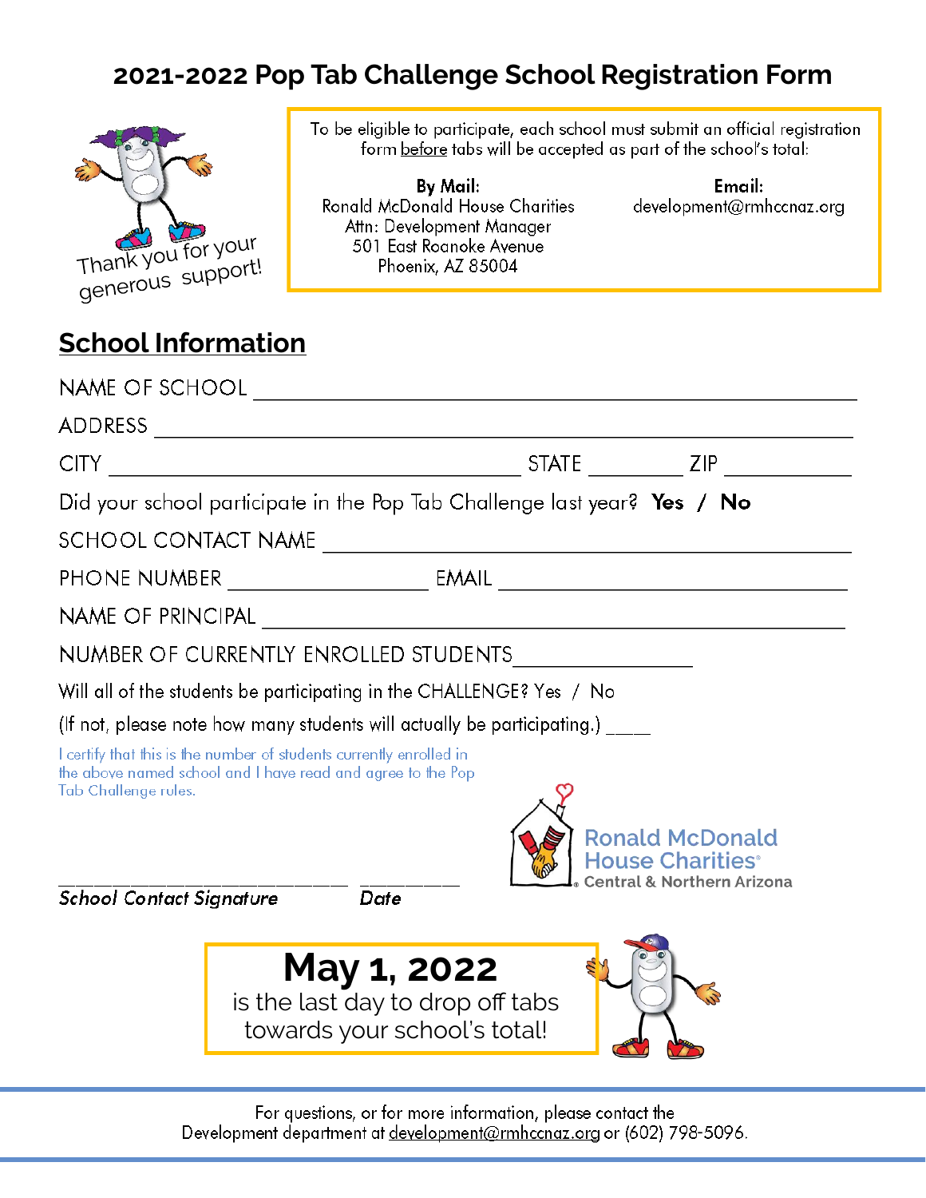# 2021-2022 Pop Tab Challenge School Registration Form

Thank you for your generous support!

To be eligible to participate, each school must submit an official registration form before tabs will be accepted as part of the school's total:

**By Mail:**
Ronald McDonald House Charities
Attn: Development Manager
501 East Roanoke Avenue
Phoenix, AZ 85004

**Email:**
development@rmhccnaz.org

## School Information

NAME OF SCHOOL ______________________________________________

ADDRESS ______________________________________________

CITY ______________________________ STATE ________ ZIP __________

Did your school participate in the Pop Tab Challenge last year? **Yes / No**

SCHOOL CONTACT NAME ______________________________________________

PHONE NUMBER ________________ EMAIL ______________________________

NAME OF PRINCIPAL ______________________________________________

NUMBER OF CURRENTLY ENROLLED STUDENTS ________________

Will all of the students be participating in the CHALLENGE? Yes / No

(If not, please note how many students will actually be participating.) ____

I certify that this is the number of students currently enrolled in the above named school and I have read and agree to the Pop Tab Challenge rules.

______________________________ __________
*School Contact Signature* *Date*

Ronald McDonald House Charities® Central & Northern Arizona

**May 1, 2022**
is the last day to drop off tabs towards your school's total!

For questions, or for more information, please contact the Development department at development@rmhccnaz.org or (602) 798-5096.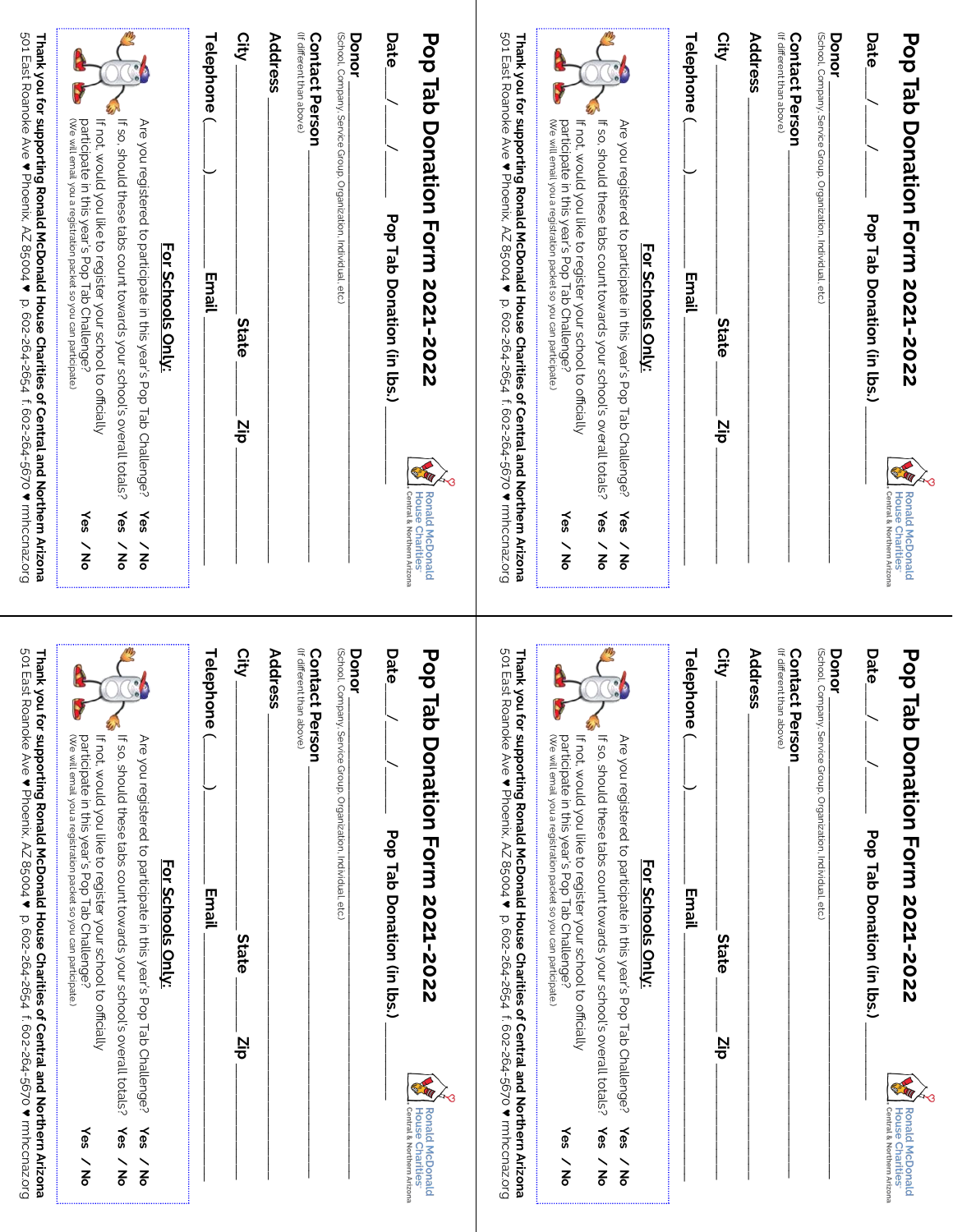# Pop Tab Donation Form 2021-2022

Ronald McDonald House Charities
Central & Northern Arizona

**Date** ___/___/___ **Pop Tab Donation (in lbs.)** ________

**Donor** ________________________________
(School, Company, Service Group, Organization, Individual, etc.)

**Contact Person** ________________________________
(If different than above)

**Address** ________________________________

**City** ____________ **State** ______ **Zip** ________

**Telephone** (____) ____________ **Email** ________________

**For Schools Only:**

Are you registered to participate in this year's Pop Tab Challenge? **Yes / No**

If so, should these tabs count towards your school's overall totals? **Yes / No**

If not, would you like to register your school to officially participate in this year's Pop Tab Challenge? **Yes / No**
(We will email you a registration packet so you can participate.)

**Thank you for supporting Ronald McDonald House Charities of Central and Northern Arizona**
501 East Roanoke Ave ♥ Phoenix, AZ 85004 ♥ p. 602-264-2654 f. 602-264-5670 ♥ rmhccnaz.org

---

# Pop Tab Donation Form 2021-2022

Ronald McDonald House Charities
Central & Northern Arizona

**Date** ___/___/___ **Pop Tab Donation (in lbs.)** ________

**Donor** ________________________________
(School, Company, Service Group, Organization, Individual, etc.)

**Contact Person** ________________________________
(If different than above)

**Address** ________________________________

**City** ____________ **State** ______ **Zip** ________

**Telephone** (____) ____________ **Email** ________________

**For Schools Only:**

Are you registered to participate in this year's Pop Tab Challenge? **Yes / No**

If so, should these tabs count towards your school's overall totals? **Yes / No**

If not, would you like to register your school to officially participate in this year's Pop Tab Challenge? **Yes / No**
(We will email you a registration packet so you can participate.)

**Thank you for supporting Ronald McDonald House Charities of Central and Northern Arizona**
501 East Roanoke Ave ♥ Phoenix, AZ 85004 ♥ p. 602-264-2654 f. 602-264-5670 ♥ rmhccnaz.org

---

# Pop Tab Donation Form 2021-2022

Ronald McDonald House Charities
Central & Northern Arizona

**Date** ___/___/___ **Pop Tab Donation (in lbs.)** ________

**Donor** ________________________________
(School, Company, Service Group, Organization, Individual, etc.)

**Contact Person** ________________________________
(If different than above)

**Address** ________________________________

**City** ____________ **State** ______ **Zip** ________

**Telephone** (____) ____________ **Email** ________________

**For Schools Only:**

Are you registered to participate in this year's Pop Tab Challenge? **Yes / No**

If so, should these tabs count towards your school's overall totals? **Yes / No**

If not, would you like to register your school to officially participate in this year's Pop Tab Challenge? **Yes / No**
(We will email you a registration packet so you can participate.)

**Thank you for supporting Ronald McDonald House Charities of Central and Northern Arizona**
501 East Roanoke Ave ♥ Phoenix, AZ 85004 ♥ p. 602-264-2654 f. 602-264-5670 ♥ rmhccnaz.org

---

# Pop Tab Donation Form 2021-2022

Ronald McDonald House Charities
Central & Northern Arizona

**Date** ___/___/___ **Pop Tab Donation (in lbs.)** ________

**Donor** ________________________________
(School, Company, Service Group, Organization, Individual, etc.)

**Contact Person** ________________________________
(If different than above)

**Address** ________________________________

**City** ____________ **State** ______ **Zip** ________

**Telephone** (____) ____________ **Email** ________________

**For Schools Only:**

Are you registered to participate in this year's Pop Tab Challenge? **Yes / No**

If so, should these tabs count towards your school's overall totals? **Yes / No**

If not, would you like to register your school to officially participate in this year's Pop Tab Challenge? **Yes / No**
(We will email you a registration packet so you can participate.)

**Thank you for supporting Ronald McDonald House Charities of Central and Northern Arizona**
501 East Roanoke Ave ♥ Phoenix, AZ 85004 ♥ p. 602-264-2654 f. 602-264-5670 ♥ rmhccnaz.org